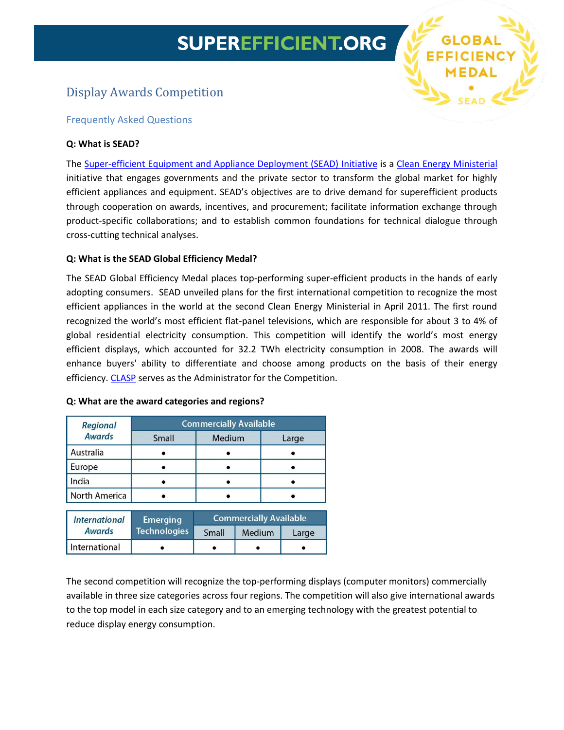# SUPEREFFICIENT.ORG

## Display Awards Competition

### Frequently Asked Questions

**Q: What is SEAD?**

The Super-efficient Equipment and Appliance Deployment (SEAD) Initiative is a Clean Energy Ministerial initiative that engages governments and the private sector to transform the global market for highly efficient appliances and equipment. SEAD's objectives are to drive demand for superefficient products through cooperation on awards, incentives, and procurement; facilitate information exchange through product-specific collaborations; and to establish common foundations for technical dialogue through cross-cutting technical analyses.

**Q: What is the SEAD Global Efficiency Medal?**

The SEAD Global Efficiency Medal places top-performing super-efficient products in the hands of early adopting consumers. SEAD unveiled plans for the first international competition to recognize the most efficient appliances in the world at the second Clean Energy Ministerial in April 2011. The first round recognized the world's most efficient flat-panel televisions, which are responsible for about 3 to 4% of global residential electricity consumption. This competition will identify the world's most energy efficient displays, which accounted for 32.2 TWh electricity consumption in 2008. The awards will enhance buyers' ability to differentiate and choose among products on the basis of their energy efficiency. CLASP serves as the Administrator for the Competition.

**Q: What are the award categories and regions?**

| *Regional Awards* | Commercially Available | | |
|---|---|---|---|
| | Small | Medium | Large |
| Australia | • | • | • |
| Europe | • | • | • |
| India | • | • | • |
| North America | • | • | • |

| *International Awards* | Emerging Technologies | Commercially Available | | |
|---|---|---|---|---|
| | | Small | Medium | Large |
| International | • | • | • | • |

The second competition will recognize the top-performing displays (computer monitors) commercially available in three size categories across four regions. The competition will also give international awards to the top model in each size category and to an emerging technology with the greatest potential to reduce display energy consumption.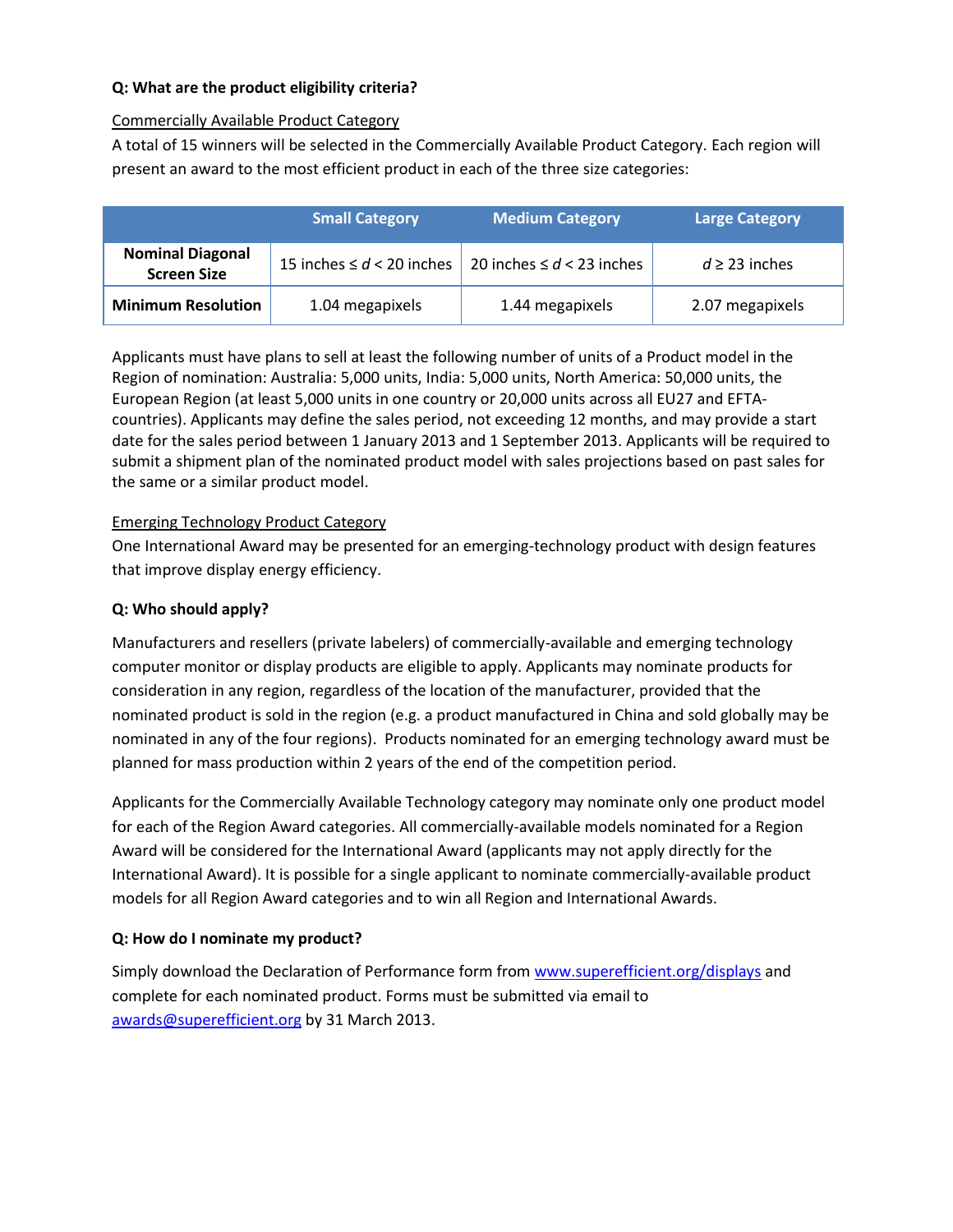**Q: What are the product eligibility criteria?**

Commercially Available Product Category

A total of 15 winners will be selected in the Commercially Available Product Category. Each region will present an award to the most efficient product in each of the three size categories:

| | Small Category | Medium Category | Large Category |
|---|---|---|---|
| **Nominal Diagonal Screen Size** | 15 inches ≤ $d$ < 20 inches | 20 inches ≤ $d$ < 23 inches | $d$ ≥ 23 inches |
| **Minimum Resolution** | 1.04 megapixels | 1.44 megapixels | 2.07 megapixels |

Applicants must have plans to sell at least the following number of units of a Product model in the Region of nomination: Australia: 5,000 units, India: 5,000 units, North America: 50,000 units, the European Region (at least 5,000 units in one country or 20,000 units across all EU27 and EFTA-countries). Applicants may define the sales period, not exceeding 12 months, and may provide a start date for the sales period between 1 January 2013 and 1 September 2013. Applicants will be required to submit a shipment plan of the nominated product model with sales projections based on past sales for the same or a similar product model.

Emerging Technology Product Category

One International Award may be presented for an emerging-technology product with design features that improve display energy efficiency.

**Q: Who should apply?**

Manufacturers and resellers (private labelers) of commercially-available and emerging technology computer monitor or display products are eligible to apply. Applicants may nominate products for consideration in any region, regardless of the location of the manufacturer, provided that the nominated product is sold in the region (e.g. a product manufactured in China and sold globally may be nominated in any of the four regions). Products nominated for an emerging technology award must be planned for mass production within 2 years of the end of the competition period.

Applicants for the Commercially Available Technology category may nominate only one product model for each of the Region Award categories. All commercially-available models nominated for a Region Award will be considered for the International Award (applicants may not apply directly for the International Award). It is possible for a single applicant to nominate commercially-available product models for all Region Award categories and to win all Region and International Awards.

**Q: How do I nominate my product?**

Simply download the Declaration of Performance form from www.superefficient.org/displays and complete for each nominated product. Forms must be submitted via email to awards@superefficient.org by 31 March 2013.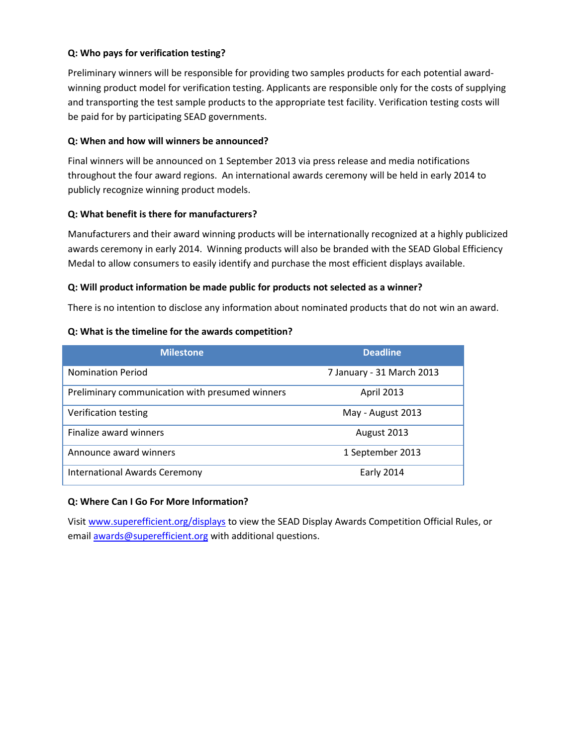**Q: Who pays for verification testing?**

Preliminary winners will be responsible for providing two samples products for each potential award-winning product model for verification testing. Applicants are responsible only for the costs of supplying and transporting the test sample products to the appropriate test facility. Verification testing costs will be paid for by participating SEAD governments.

**Q: When and how will winners be announced?**

Final winners will be announced on 1 September 2013 via press release and media notifications throughout the four award regions. An international awards ceremony will be held in early 2014 to publicly recognize winning product models.

**Q: What benefit is there for manufacturers?**

Manufacturers and their award winning products will be internationally recognized at a highly publicized awards ceremony in early 2014. Winning products will also be branded with the SEAD Global Efficiency Medal to allow consumers to easily identify and purchase the most efficient displays available.

**Q: Will product information be made public for products not selected as a winner?**

There is no intention to disclose any information about nominated products that do not win an award.

**Q: What is the timeline for the awards competition?**

| Milestone | Deadline |
|---|---|
| Nomination Period | 7 January - 31 March 2013 |
| Preliminary communication with presumed winners | April 2013 |
| Verification testing | May - August 2013 |
| Finalize award winners | August 2013 |
| Announce award winners | 1 September 2013 |
| International Awards Ceremony | Early 2014 |

**Q: Where Can I Go For More Information?**

Visit [www.superefficient.org/displays](http://www.superefficient.org/displays) to view the SEAD Display Awards Competition Official Rules, or email [awards@superefficient.org](mailto:awards@superefficient.org) with additional questions.